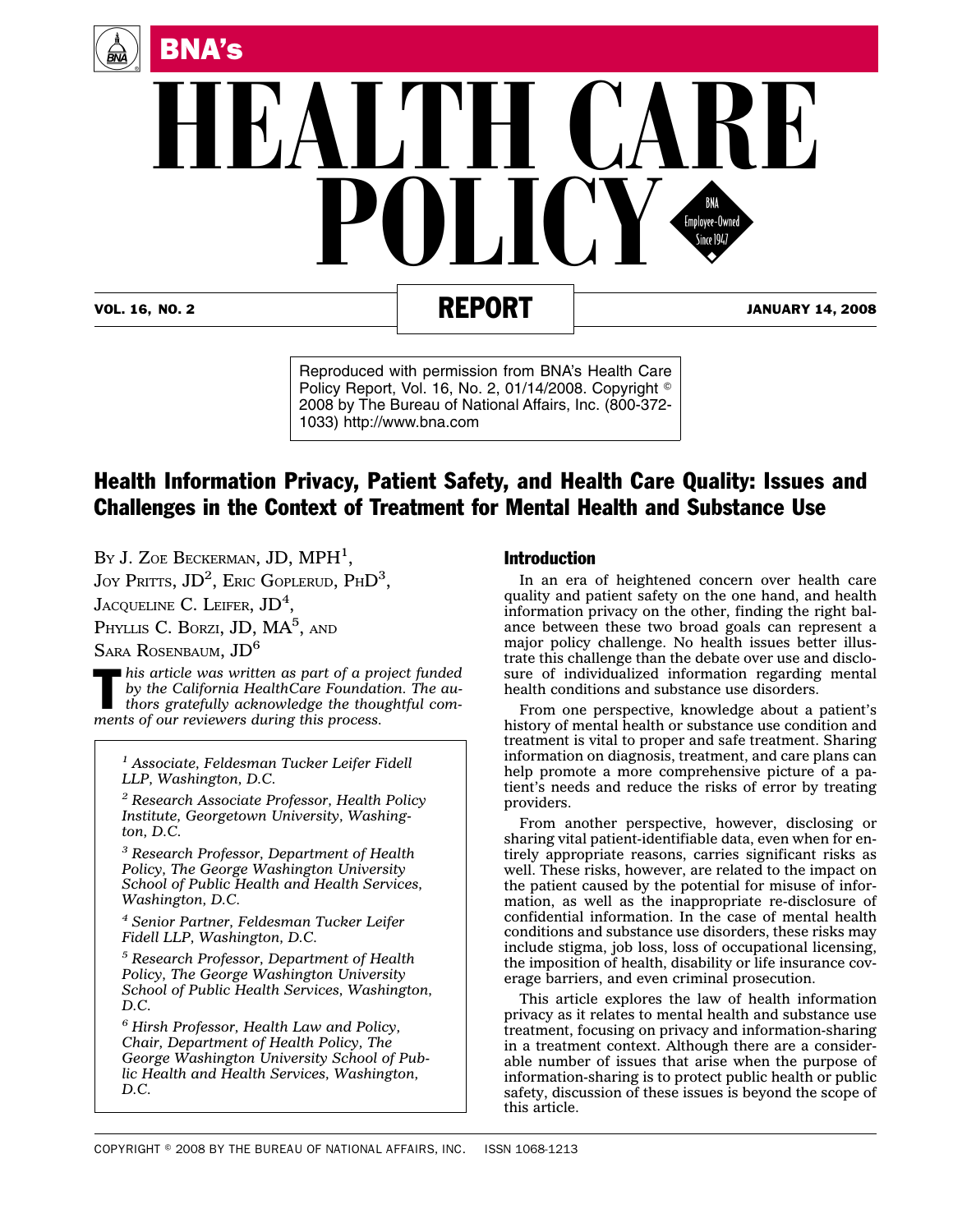# BNA's HEALTH CARE POLICY REPORT

**VOL. 16, NO. 2** — **JANUARY 14, 2008**

Reproduced with permission from BNA's Health Care Policy Report, Vol. 16, No. 2, 01/14/2008. Copyright © 2008 by The Bureau of National Affairs, Inc. (800-372-1033) http://www.bna.com

## Health Information Privacy, Patient Safety, and Health Care Quality: Issues and Challenges in the Context of Treatment for Mental Health and Substance Use

BY J. ZOE BECKERMAN, JD, MPH[1], JOY PRITTS, JD[2], ERIC GOPLERUD, PHD[3], JACQUELINE C. LEIFER, JD[4], PHYLLIS C. BORZI, JD, MA[5], AND SARA ROSENBAUM, JD[6]

*This article was written as part of a project funded by the California HealthCare Foundation. The authors gratefully acknowledge the thoughtful comments of our reviewers during this process.*

*[1] Associate, Feldesman Tucker Leifer Fidell LLP, Washington, D.C.*

*[2] Research Associate Professor, Health Policy Institute, Georgetown University, Washington, D.C.*

*[3] Research Professor, Department of Health Policy, The George Washington University School of Public Health and Health Services, Washington, D.C.*

*[4] Senior Partner, Feldesman Tucker Leifer Fidell LLP, Washington, D.C.*

*[5] Research Professor, Department of Health Policy, The George Washington University School of Public Health Services, Washington, D.C.*

*[6] Hirsh Professor, Health Law and Policy, Chair, Department of Health Policy, The George Washington University School of Public Health and Health Services, Washington, D.C.*

### Introduction

In an era of heightened concern over health care quality and patient safety on the one hand, and health information privacy on the other, finding the right balance between these two broad goals can represent a major policy challenge. No health issues better illustrate this challenge than the debate over use and disclosure of individualized information regarding mental health conditions and substance use disorders.

From one perspective, knowledge about a patient's history of mental health or substance use condition and treatment is vital to proper and safe treatment. Sharing information on diagnosis, treatment, and care plans can help promote a more comprehensive picture of a patient's needs and reduce the risks of error by treating providers.

From another perspective, however, disclosing or sharing vital patient-identifiable data, even when for entirely appropriate reasons, carries significant risks as well. These risks, however, are related to the impact on the patient caused by the potential for misuse of information, as well as the inappropriate re-disclosure of confidential information. In the case of mental health conditions and substance use disorders, these risks may include stigma, job loss, loss of occupational licensing, the imposition of health, disability or life insurance coverage barriers, and even criminal prosecution.

This article explores the law of health information privacy as it relates to mental health and substance use treatment, focusing on privacy and information-sharing in a treatment context. Although there are a considerable number of issues that arise when the purpose of information-sharing is to protect public health or public safety, discussion of these issues is beyond the scope of this article.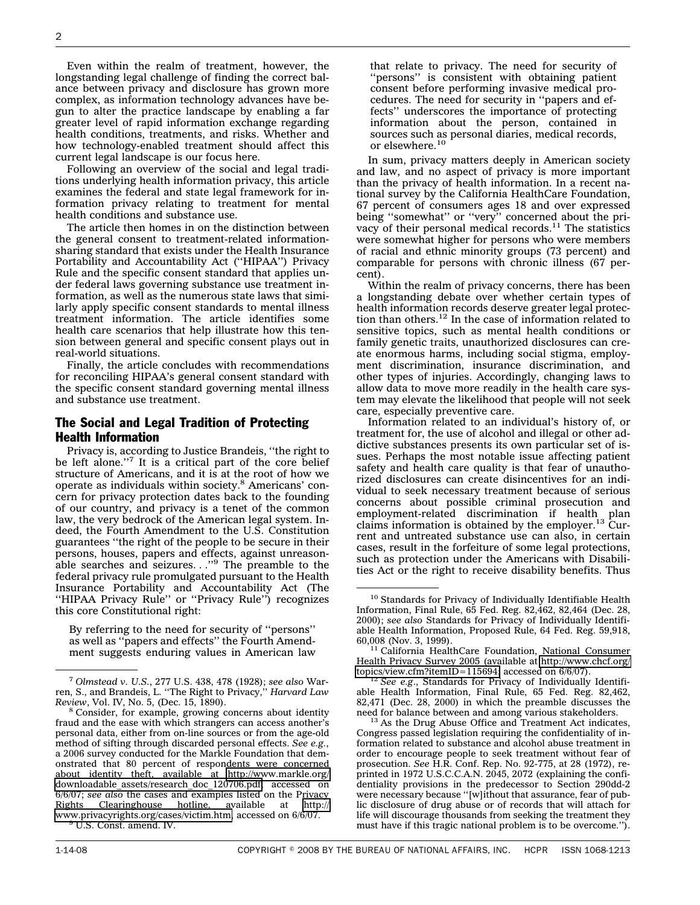Even within the realm of treatment, however, the longstanding legal challenge of finding the correct balance between privacy and disclosure has grown more complex, as information technology advances have begun to alter the practice landscape by enabling a far greater level of rapid information exchange regarding health conditions, treatments, and risks. Whether and how technology-enabled treatment should affect this current legal landscape is our focus here.

Following an overview of the social and legal traditions underlying health information privacy, this article examines the federal and state legal framework for information privacy relating to treatment for mental health conditions and substance use.

The article then homes in on the distinction between the general consent to treatment-related information-sharing standard that exists under the Health Insurance Portability and Accountability Act (''HIPAA'') Privacy Rule and the specific consent standard that applies under federal laws governing substance use treatment information, as well as the numerous state laws that similarly apply specific consent standards to mental illness treatment information. The article identifies some health care scenarios that help illustrate how this tension between general and specific consent plays out in real-world situations.

Finally, the article concludes with recommendations for reconciling HIPAA's general consent standard with the specific consent standard governing mental illness and substance use treatment.

## The Social and Legal Tradition of Protecting Health Information

Privacy is, according to Justice Brandeis, ''the right to be left alone.''[7] It is a critical part of the core belief structure of Americans, and it is at the root of how we operate as individuals within society.[8] Americans' concern for privacy protection dates back to the founding of our country, and privacy is a tenet of the common law, the very bedrock of the American legal system. Indeed, the Fourth Amendment to the U.S. Constitution guarantees ''the right of the people to be secure in their persons, houses, papers and effects, against unreasonable searches and seizures. . .''[9] The preamble to the federal privacy rule promulgated pursuant to the Health Insurance Portability and Accountability Act (The ''HIPAA Privacy Rule'' or ''Privacy Rule'') recognizes this core Constitutional right:

> By referring to the need for security of ''persons'' as well as ''papers and effects'' the Fourth Amendment suggests enduring values in American law that relate to privacy. The need for security of ''persons'' is consistent with obtaining patient consent before performing invasive medical procedures. The need for security in ''papers and effects'' underscores the importance of protecting information about the person, contained in sources such as personal diaries, medical records, or elsewhere.[10]

In sum, privacy matters deeply in American society and law, and no aspect of privacy is more important than the privacy of health information. In a recent national survey by the California HealthCare Foundation, 67 percent of consumers ages 18 and over expressed being ''somewhat'' or ''very'' concerned about the privacy of their personal medical records.[11] The statistics were somewhat higher for persons who were members of racial and ethnic minority groups (73 percent) and comparable for persons with chronic illness (67 percent).

Within the realm of privacy concerns, there has been a longstanding debate over whether certain types of health information records deserve greater legal protection than others.[12] In the case of information related to sensitive topics, such as mental health conditions or family genetic traits, unauthorized disclosures can create enormous harms, including social stigma, employment discrimination, insurance discrimination, and other types of injuries. Accordingly, changing laws to allow data to move more readily in the health care system may elevate the likelihood that people will not seek care, especially preventive care.

Information related to an individual's history of, or treatment for, the use of alcohol and illegal or other addictive substances presents its own particular set of issues. Perhaps the most notable issue affecting patient safety and health care quality is that fear of unauthorized disclosures can create disincentives for an individual to seek necessary treatment because of serious concerns about possible criminal prosecution and employment-related discrimination if health plan claims information is obtained by the employer.[13] Current and untreated substance use can also, in certain cases, result in the forfeiture of some legal protections, such as protection under the Americans with Disabilities Act or the right to receive disability benefits. Thus

---

[7] *Olmstead v. U.S.*, 277 U.S. 438, 478 (1928); *see also* Warren, S., and Brandeis, L. ''The Right to Privacy,'' *Harvard Law Review*, Vol. IV, No. 5, (Dec. 15, 1890).

[8] Consider, for example, growing concerns about identity fraud and the ease with which strangers can access another's personal data, either from on-line sources or from the age-old method of sifting through discarded personal effects. *See e.g.*, a 2006 survey conducted for the Markle Foundation that demonstrated that 80 percent of respondents were concerned about identity theft, available at http://www.markle.org/downloadable_assets/research_doc_120706.pdf, accessed on 6/6/07; *see also* the cases and examples listed on the Privacy Rights Clearinghouse hotline, available at http://www.privacyrights.org/cases/victim.htm, accessed on 6/6/07.

[9] U.S. Const. amend. IV.

[10] Standards for Privacy of Individually Identifiable Health Information, Final Rule, 65 Fed. Reg. 82,462, 82,464 (Dec. 28, 2000); *see also* Standards for Privacy of Individually Identifiable Health Information, Proposed Rule, 64 Fed. Reg. 59,918, 60,008 (Nov. 3, 1999).

[11] California HealthCare Foundation, National Consumer Health Privacy Survey 2005 (available at http://www.chcf.org/topics/view.cfm?itemID=115694; accessed on 6/6/07).

[12] *See e.g.*, Standards for Privacy of Individually Identifiable Health Information, Final Rule, 65 Fed. Reg. 82,462, 82,471 (Dec. 28, 2000) in which the preamble discusses the need for balance between and among various stakeholders.

[13] As the Drug Abuse Office and Treatment Act indicates, Congress passed legislation requiring the confidentiality of information related to substance and alcohol abuse treatment in order to encourage people to seek treatment without fear of prosecution. *See* H.R. Conf. Rep. No. 92-775, at 28 (1972), reprinted in 1972 U.S.C.C.A.N. 2045, 2072 (explaining the confidentiality provisions in the predecessor to Section 290dd-2 were necessary because ''[w]ithout that assurance, fear of public disclosure of drug abuse or of records that will attach for life will discourage thousands from seeking the treatment they must have if this tragic national problem is to be overcome.'').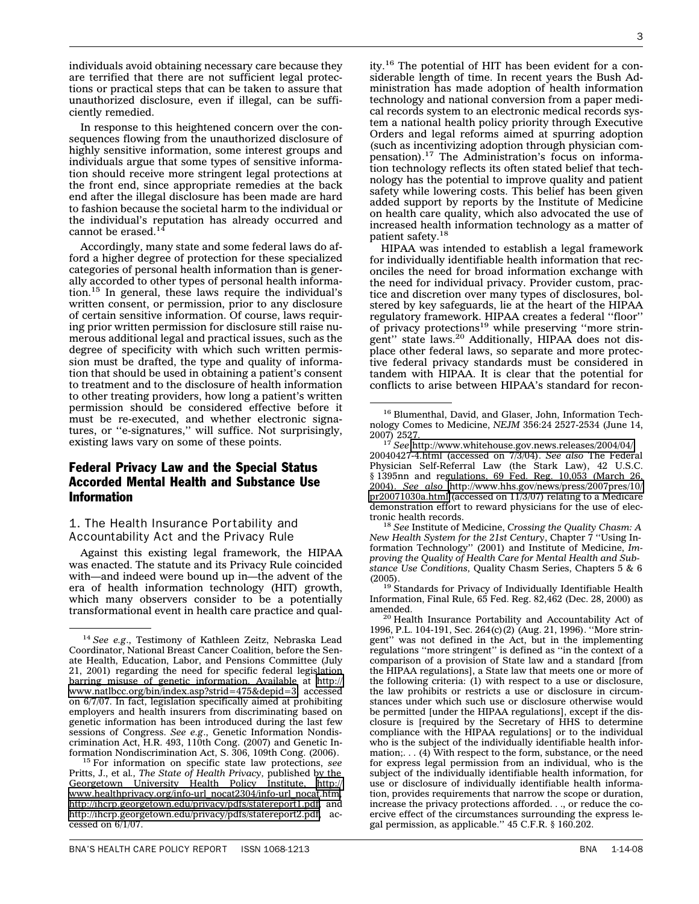individuals avoid obtaining necessary care because they are terrified that there are not sufficient legal protections or practical steps that can be taken to assure that unauthorized disclosure, even if illegal, can be sufficiently remedied.

In response to this heightened concern over the consequences flowing from the unauthorized disclosure of highly sensitive information, some interest groups and individuals argue that some types of sensitive information should receive more stringent legal protections at the front end, since appropriate remedies at the back end after the illegal disclosure has been made are hard to fashion because the societal harm to the individual or the individual's reputation has already occurred and cannot be erased.[14]

Accordingly, many state and some federal laws do afford a higher degree of protection for these specialized categories of personal health information than is generally accorded to other types of personal health information.[15] In general, these laws require the individual's written consent, or permission, prior to any disclosure of certain sensitive information. Of course, laws requiring prior written permission for disclosure still raise numerous additional legal and practical issues, such as the degree of specificity with which such written permission must be drafted, the type and quality of information that should be used in obtaining a patient's consent to treatment and to the disclosure of health information to other treating providers, how long a patient's written permission should be considered effective before it must be re-executed, and whether electronic signatures, or ''e-signatures,'' will suffice. Not surprisingly, existing laws vary on some of these points.

## Federal Privacy Law and the Special Status Accorded Mental Health and Substance Use Information

### 1. The Health Insurance Portability and Accountability Act and the Privacy Rule

Against this existing legal framework, the HIPAA was enacted. The statute and its Privacy Rule coincided with—and indeed were bound up in—the advent of the era of health information technology (HIT) growth, which many observers consider to be a potentially transformational event in health care practice and quality.[16] The potential of HIT has been evident for a considerable length of time. In recent years the Bush Administration has made adoption of health information technology and national conversion from a paper medical records system to an electronic medical records system a national health policy priority through Executive Orders and legal reforms aimed at spurring adoption (such as incentivizing adoption through physician compensation).[17] The Administration's focus on information technology reflects its often stated belief that technology has the potential to improve quality and patient safety while lowering costs. This belief has been given added support by reports by the Institute of Medicine on health care quality, which also advocated the use of increased health information technology as a matter of patient safety.[18]

HIPAA was intended to establish a legal framework for individually identifiable health information that reconciles the need for broad information exchange with the need for individual privacy. Provider custom, practice and discretion over many types of disclosures, bolstered by key safeguards, lie at the heart of the HIPAA regulatory framework. HIPAA creates a federal ''floor'' of privacy protections[19] while preserving ''more stringent'' state laws.[20] Additionally, HIPAA does not displace other federal laws, so separate and more protective federal privacy standards must be considered in tandem with HIPAA. It is clear that the potential for conflicts to arise between HIPAA's standard for recon-

---

[14] *See e.g.*, Testimony of Kathleen Zeitz, Nebraska Lead Coordinator, National Breast Cancer Coalition, before the Senate Health, Education, Labor, and Pensions Committee (July 21, 2001) regarding the need for specific federal legislation barring misuse of genetic information. Available at http://www.natlbcc.org/bin/index.asp?strid=475&depid=3, accessed on 6/7/07. In fact, legislation specifically aimed at prohibiting employers and health insurers from discriminating based on genetic information has been introduced during the last few sessions of Congress. *See e.g.*, Genetic Information Nondiscrimination Act, H.R. 493, 110th Cong. (2007) and Genetic Information Nondiscrimination Act, S. 306, 109th Cong. (2006).

[15] For information on specific state law protections, *see* Pritts, J., et al., *The State of Health Privacy,* published by the Georgetown University Health Policy Institute, http://www.healthprivacy.org/info-url_nocat2304/info-url_nocat.htm, http://ihcrp.georgetown.edu/privacy/pdfs/statereport1.pdf, and http://ihcrp.georgetown.edu/privacy/pdfs/statereport2.pdf, accessed on 6/1/07.

[16] Blumenthal, David, and Glaser, John, Information Technology Comes to Medicine, *NEJM* 356:24 2527-2534 (June 14, 2007) 2527.

[17] *See* http://www.whitehouse.gov.news.releases/2004/04/20040427-4.html (accessed on 7/3/04). *See also* The Federal Physician Self-Referral Law (the Stark Law), 42 U.S.C. § 1395nn and regulations, 69 Fed. Reg. 10,053 (March 26, 2004). *See also* http://www.hhs.gov/news/press/2007pres/10/pr20071030a.html (accessed on 11/3/07) relating to a Medicare demonstration effort to reward physicians for the use of electronic health records.

[18] *See* Institute of Medicine, *Crossing the Quality Chasm: A New Health System for the 21st Century*, Chapter 7 ''Using Information Technology'' (2001) and Institute of Medicine, *Improving the Quality of Health Care for Mental Health and Substance Use Conditions,* Quality Chasm Series, Chapters 5 & 6 (2005).

[19] Standards for Privacy of Individually Identifiable Health Information, Final Rule, 65 Fed. Reg. 82,462 (Dec. 28, 2000) as amended.

[20] Health Insurance Portability and Accountability Act of 1996, P.L. 104-191, Sec. 264(c)(2) (Aug. 21, 1996). ''More stringent'' was not defined in the Act, but in the implementing regulations ''more stringent'' is defined as ''in the context of a comparison of a provision of State law and a standard [from the HIPAA regulations], a State law that meets one or more of the following criteria: (1) with respect to a use or disclosure, the law prohibits or restricts a use or disclosure in circumstances under which such use or disclosure otherwise would be permitted [under the HIPAA regulations], except if the disclosure is [required by the Secretary of HHS to determine compliance with the HIPAA regulations] or to the individual who is the subject of the individually identifiable health information;. . . (4) With respect to the form, substance, or the need for express legal permission from an individual, who is the subject of the individually identifiable health information, for use or disclosure of individually identifiable health information, provides requirements that narrow the scope or duration, increase the privacy protections afforded. . ., or reduce the coercive effect of the circumstances surrounding the express legal permission, as applicable.'' 45 C.F.R. § 160.202.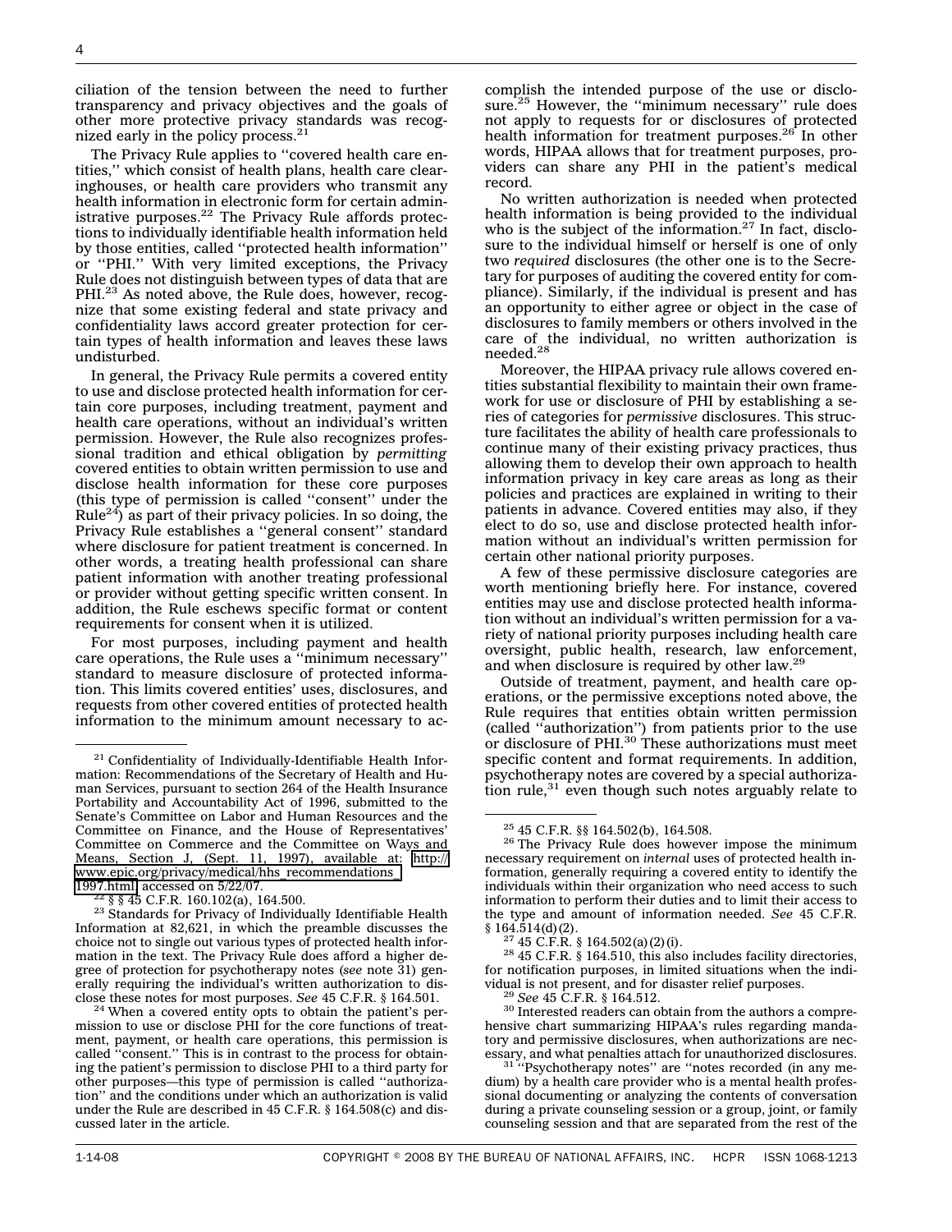ciliation of the tension between the need to further transparency and privacy objectives and the goals of other more protective privacy standards was recognized early in the policy process.[21]

The Privacy Rule applies to ''covered health care entities,'' which consist of health plans, health care clearinghouses, or health care providers who transmit any health information in electronic form for certain administrative purposes.[22] The Privacy Rule affords protections to individually identifiable health information held by those entities, called ''protected health information'' or ''PHI.'' With very limited exceptions, the Privacy Rule does not distinguish between types of data that are PHI.[23] As noted above, the Rule does, however, recognize that some existing federal and state privacy and confidentiality laws accord greater protection for certain types of health information and leaves these laws undisturbed.

In general, the Privacy Rule permits a covered entity to use and disclose protected health information for certain core purposes, including treatment, payment and health care operations, without an individual's written permission. However, the Rule also recognizes professional tradition and ethical obligation by *permitting* covered entities to obtain written permission to use and disclose health information for these core purposes (this type of permission is called ''consent'' under the Rule[24]) as part of their privacy policies. In so doing, the Privacy Rule establishes a ''general consent'' standard where disclosure for patient treatment is concerned. In other words, a treating health professional can share patient information with another treating professional or provider without getting specific written consent. In addition, the Rule eschews specific format or content requirements for consent when it is utilized.

For most purposes, including payment and health care operations, the Rule uses a ''minimum necessary'' standard to measure disclosure of protected information. This limits covered entities' uses, disclosures, and requests from other covered entities of protected health information to the minimum amount necessary to accomplish the intended purpose of the use or disclosure.[25] However, the ''minimum necessary'' rule does not apply to requests for or disclosures of protected health information for treatment purposes.[26] In other words, HIPAA allows that for treatment purposes, providers can share any PHI in the patient's medical record.

No written authorization is needed when protected health information is being provided to the individual who is the subject of the information.[27] In fact, disclosure to the individual himself or herself is one of only two *required* disclosures (the other one is to the Secretary for purposes of auditing the covered entity for compliance). Similarly, if the individual is present and has an opportunity to either agree or object in the case of disclosures to family members or others involved in the care of the individual, no written authorization is needed.[28]

Moreover, the HIPAA privacy rule allows covered entities substantial flexibility to maintain their own framework for use or disclosure of PHI by establishing a series of categories for *permissive* disclosures. This structure facilitates the ability of health care professionals to continue many of their existing privacy practices, thus allowing them to develop their own approach to health information privacy in key care areas as long as their policies and practices are explained in writing to their patients in advance. Covered entities may also, if they elect to do so, use and disclose protected health information without an individual's written permission for certain other national priority purposes.

A few of these permissive disclosure categories are worth mentioning briefly here. For instance, covered entities may use and disclose protected health information without an individual's written permission for a variety of national priority purposes including health care oversight, public health, research, law enforcement, and when disclosure is required by other law.[29]

Outside of treatment, payment, and health care operations, or the permissive exceptions noted above, the Rule requires that entities obtain written permission (called ''authorization'') from patients prior to the use or disclosure of PHI.[30] These authorizations must meet specific content and format requirements. In addition, psychotherapy notes are covered by a special authorization rule,[31] even though such notes arguably relate to

---

[21] Confidentiality of Individually-Identifiable Health Information: Recommendations of the Secretary of Health and Human Services, pursuant to section 264 of the Health Insurance Portability and Accountability Act of 1996, submitted to the Senate's Committee on Labor and Human Resources and the Committee on Finance, and the House of Representatives' Committee on Commerce and the Committee on Ways and Means, Section J, (Sept. 11, 1997), available at: http://www.epic.org/privacy/medical/hhs_recommendations_1997.html, accessed on 5/22/07.

[22] § § 45 C.F.R. 160.102(a), 164.500.

[23] Standards for Privacy of Individually Identifiable Health Information at 82,621, in which the preamble discusses the choice not to single out various types of protected health information in the text. The Privacy Rule does afford a higher degree of protection for psychotherapy notes (*see* note 31) generally requiring the individual's written authorization to disclose these notes for most purposes. *See* 45 C.F.R. § 164.501.

[24] When a covered entity opts to obtain the patient's permission to use or disclose PHI for the core functions of treatment, payment, or health care operations, this permission is called ''consent.'' This is in contrast to the process for obtaining the patient's permission to disclose PHI to a third party for other purposes—this type of permission is called ''authorization'' and the conditions under which an authorization is valid under the Rule are described in 45 C.F.R. § 164.508(c) and discussed later in the article.

[25] 45 C.F.R. §§ 164.502(b), 164.508.

[26] The Privacy Rule does however impose the minimum necessary requirement on *internal* uses of protected health information, generally requiring a covered entity to identify the individuals within their organization who need access to such information to perform their duties and to limit their access to the type and amount of information needed. *See* 45 C.F.R. § 164.514(d)(2).

[27] 45 C.F.R. § 164.502(a)(2)(i).

[28] 45 C.F.R. § 164.510, this also includes facility directories, for notification purposes, in limited situations when the individual is not present, and for disaster relief purposes.

[29] *See* 45 C.F.R. § 164.512.

[30] Interested readers can obtain from the authors a comprehensive chart summarizing HIPAA's rules regarding mandatory and permissive disclosures, when authorizations are necessary, and what penalties attach for unauthorized disclosures.

[31] ''Psychotherapy notes'' are ''notes recorded (in any medium) by a health care provider who is a mental health professional documenting or analyzing the contents of conversation during a private counseling session or a group, joint, or family counseling session and that are separated from the rest of the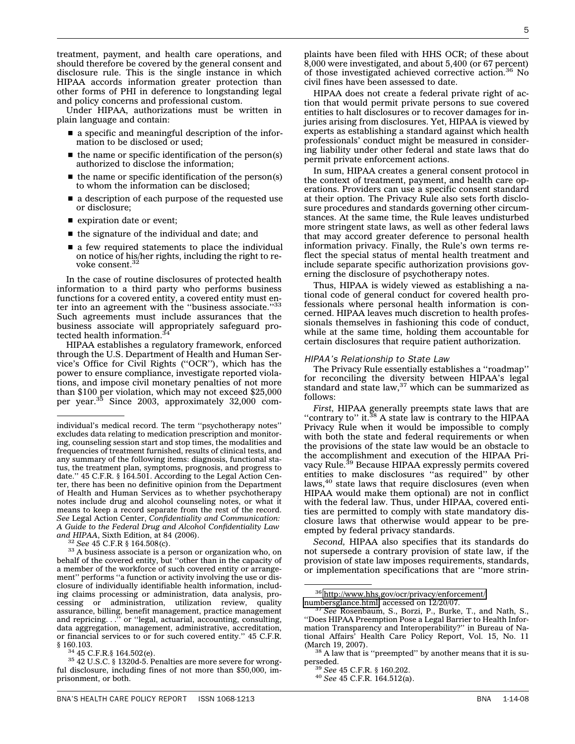treatment, payment, and health care operations, and should therefore be covered by the general consent and disclosure rule. This is the single instance in which HIPAA accords information greater protection than other forms of PHI in deference to longstanding legal and policy concerns and professional custom.

Under HIPAA, authorizations must be written in plain language and contain:

- a specific and meaningful description of the information to be disclosed or used;
- the name or specific identification of the person(s) authorized to disclose the information;
- the name or specific identification of the person(s) to whom the information can be disclosed;
- a description of each purpose of the requested use or disclosure;
- expiration date or event;
- the signature of the individual and date; and
- a few required statements to place the individual on notice of his/her rights, including the right to revoke consent.[32]

In the case of routine disclosures of protected health information to a third party who performs business functions for a covered entity, a covered entity must enter into an agreement with the ''business associate.''[33] Such agreements must include assurances that the business associate will appropriately safeguard protected health information.[34]

HIPAA establishes a regulatory framework, enforced through the U.S. Department of Health and Human Service's Office for Civil Rights (''OCR''), which has the power to ensure compliance, investigate reported violations, and impose civil monetary penalties of not more than $100 per violation, which may not exceed $25,000 per year.[35] Since 2003, approximately 32,000 complaints have been filed with HHS OCR; of these about 8,000 were investigated, and about 5,400 (or 67 percent) of those investigated achieved corrective action.[36] No civil fines have been assessed to date.

HIPAA does not create a federal private right of action that would permit private persons to sue covered entities to halt disclosures or to recover damages for injuries arising from disclosures. Yet, HIPAA is viewed by experts as establishing a standard against which health professionals' conduct might be measured in considering liability under other federal and state laws that do permit private enforcement actions.

In sum, HIPAA creates a general consent protocol in the context of treatment, payment, and health care operations. Providers can use a specific consent standard at their option. The Privacy Rule also sets forth disclosure procedures and standards governing other circumstances. At the same time, the Rule leaves undisturbed more stringent state laws, as well as other federal laws that may accord greater deference to personal health information privacy. Finally, the Rule's own terms reflect the special status of mental health treatment and include separate specific authorization provisions governing the disclosure of psychotherapy notes.

Thus, HIPAA is widely viewed as establishing a national code of general conduct for covered health professionals where personal health information is concerned. HIPAA leaves much discretion to health professionals themselves in fashioning this code of conduct, while at the same time, holding them accountable for certain disclosures that require patient authorization.

### *HIPAA's Relationship to State Law*

The Privacy Rule essentially establishes a ''roadmap'' for reconciling the diversity between HIPAA's legal standard and state law,[37] which can be summarized as follows:

*First,* HIPAA generally preempts state laws that are ''contrary to'' it.[38] A state law is contrary to the HIPAA Privacy Rule when it would be impossible to comply with both the state and federal requirements or when the provisions of the state law would be an obstacle to the accomplishment and execution of the HIPAA Privacy Rule.[39] Because HIPAA expressly permits covered entities to make disclosures ''as required'' by other laws,[40] state laws that require disclosures (even when HIPAA would make them optional) are not in conflict with the federal law. Thus, under HIPAA, covered entities are permitted to comply with state mandatory disclosure laws that otherwise would appear to be preempted by federal privacy standards.

*Second,* HIPAA also specifies that its standards do not supersede a contrary provision of state law, if the provision of state law imposes requirements, standards, or implementation specifications that are ''more strin-

---

individual's medical record. The term ''psychotherapy notes'' excludes data relating to medication prescription and monitoring, counseling session start and stop times, the modalities and frequencies of treatment furnished, results of clinical tests, and any summary of the following items: diagnosis, functional status, the treatment plan, symptoms, prognosis, and progress to date.'' 45 C.F.R. § 164.501. According to the Legal Action Center, there has been no definitive opinion from the Department of Health and Human Services as to whether psychotherapy notes include drug and alcohol counseling notes, or what it means to keep a record separate from the rest of the record. *See* Legal Action Center, *Confidentiality and Communication: A Guide to the Federal Drug and Alcohol Confidentiality Law and HIPAA*, Sixth Edition, at 84 (2006).

[32] *See* 45 C.F.R § 164.508(c).

[33] A business associate is a person or organization who, on behalf of the covered entity, but ''other than in the capacity of a member of the workforce of such covered entity or arrangement'' performs ''a function or activity involving the use or disclosure of individually identifiable health information, including claims processing or administration, data analysis, processing or administration, utilization review, quality assurance, billing, benefit management, practice management and repricing. . .'' or ''legal, actuarial, accounting, consulting, data aggregation, management, administrative, accreditation, or financial services to or for such covered entity.'' 45 C.F.R. § 160.103.

[34] 45 C.F.R.§ 164.502(e).

[35] 42 U.S.C. § 1320d-5. Penalties are more severe for wrongful disclosure, including fines of not more than $50,000, imprisonment, or both.

[36] http://www.hhs.gov/ocr/privacy/enforcement/numbersglance.html, accessed on 12/20/07.

[37] *See* Rosenbaum, S., Borzi, P., Burke, T., and Nath, S., ''Does HIPAA Preemption Pose a Legal Barrier to Health Information Transparency and Interoperability?'' in Bureau of National Affairs' Health Care Policy Report, Vol. 15, No. 11 (March 19, 2007).

[38] A law that is ''preempted'' by another means that it is superseded.

[39] *See* 45 C.F.R. § 160.202.

[40] *See* 45 C.F.R. 164.512(a).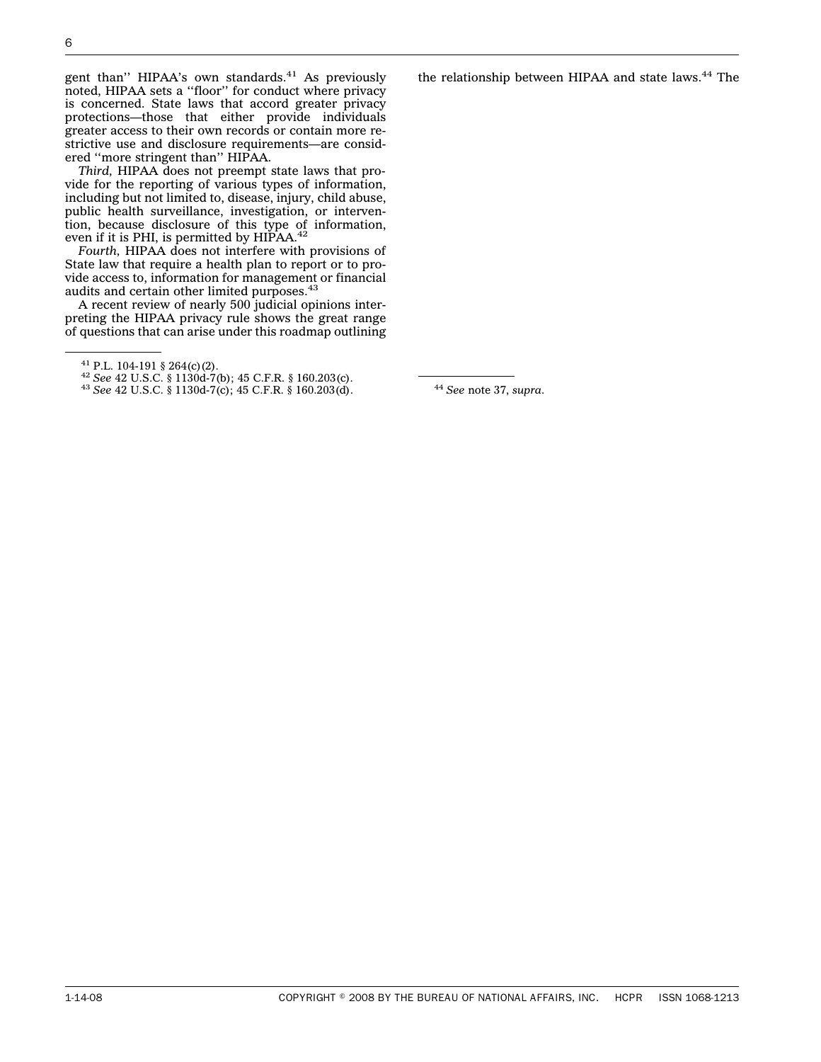gent than'' HIPAA's own standards.[41] As previously noted, HIPAA sets a ''floor'' for conduct where privacy is concerned. State laws that accord greater privacy protections—those that either provide individuals greater access to their own records or contain more restrictive use and disclosure requirements—are considered ''more stringent than'' HIPAA.

*Third,* HIPAA does not preempt state laws that provide for the reporting of various types of information, including but not limited to, disease, injury, child abuse, public health surveillance, investigation, or intervention, because disclosure of this type of information, even if it is PHI, is permitted by HIPAA.[42]

*Fourth,* HIPAA does not interfere with provisions of State law that require a health plan to report or to provide access to, information for management or financial audits and certain other limited purposes.[43]

A recent review of nearly 500 judicial opinions interpreting the HIPAA privacy rule shows the great range of questions that can arise under this roadmap outlining the relationship between HIPAA and state laws.[44] The

---

[41] P.L. 104-191 § 264(c)(2).

[42] *See* 42 U.S.C. § 1130d-7(b); 45 C.F.R. § 160.203(c).

[43] *See* 42 U.S.C. § 1130d-7(c); 45 C.F.R. § 160.203(d).

[44] *See* note 37, *supra*.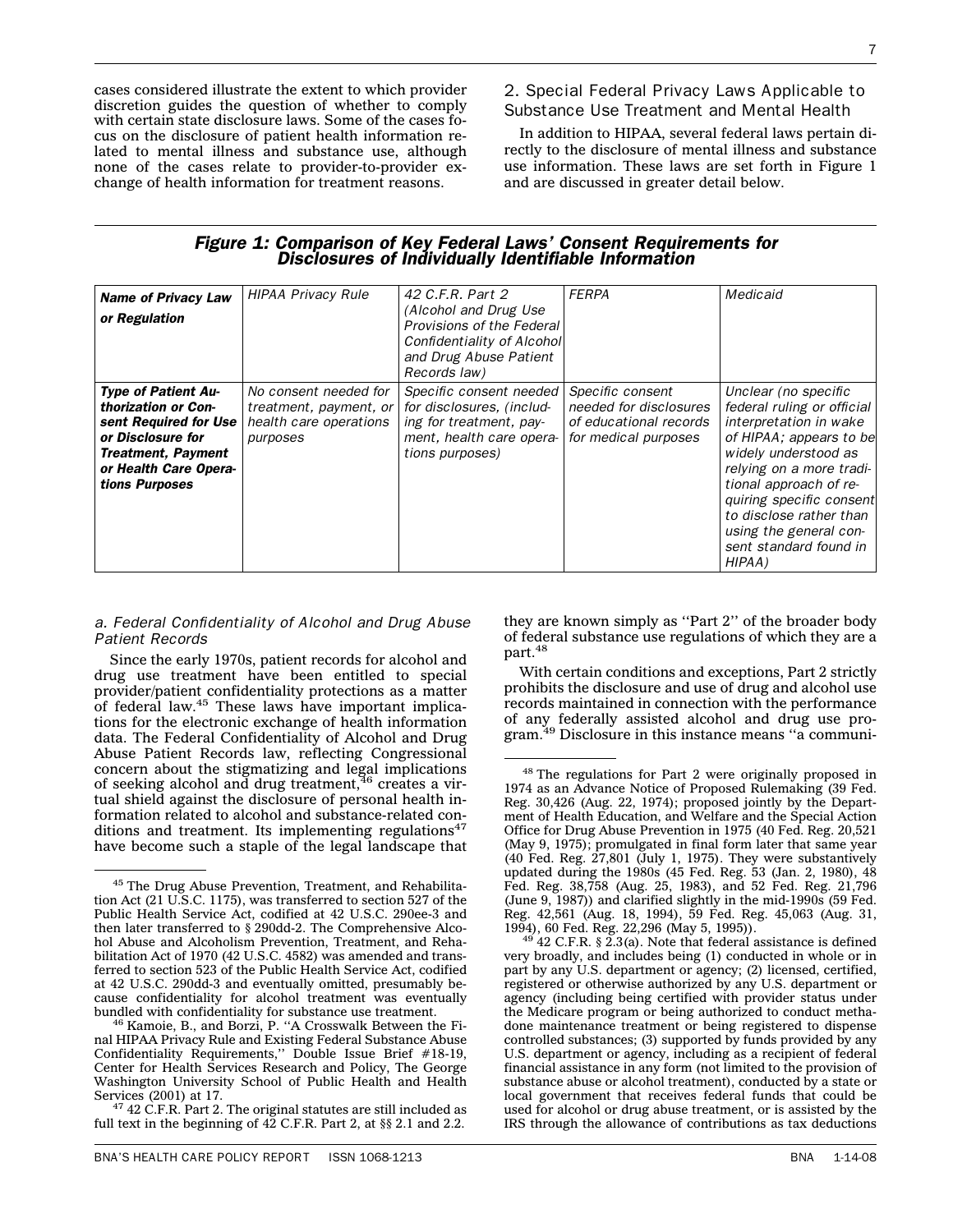cases considered illustrate the extent to which provider discretion guides the question of whether to comply with certain state disclosure laws. Some of the cases focus on the disclosure of patient health information related to mental illness and substance use, although none of the cases relate to provider-to-provider exchange of health information for treatment reasons.

## 2. Special Federal Privacy Laws Applicable to Substance Use Treatment and Mental Health

In addition to HIPAA, several federal laws pertain directly to the disclosure of mental illness and substance use information. These laws are set forth in Figure 1 and are discussed in greater detail below.

***Figure 1: Comparison of Key Federal Laws' Consent Requirements for Disclosures of Individually Identifiable Information***

| ***Name of Privacy Law or Regulation*** | *HIPAA Privacy Rule* | *42 C.F.R. Part 2 (Alcohol and Drug Use Provisions of the Federal Confidentiality of Alcohol and Drug Abuse Patient Records law)* | *FERPA* | *Medicaid* |
|---|---|---|---|---|
| ***Type of Patient Authorization or Consent Required for Use or Disclosure for Treatment, Payment or Health Care Operations Purposes*** | *No consent needed for treatment, payment, or health care operations purposes* | *Specific consent needed for disclosures, (including for treatment, payment, health care operations purposes)* | *Specific consent needed for disclosures of educational records for medical purposes* | *Unclear (no specific federal ruling or official interpretation in wake of HIPAA; appears to be widely understood as relying on a more traditional approach of requiring specific consent to disclose rather than using the general consent standard found in HIPAA)* |

### *a. Federal Confidentiality of Alcohol and Drug Abuse Patient Records*

Since the early 1970s, patient records for alcohol and drug use treatment have been entitled to special provider/patient confidentiality protections as a matter of federal law.[45] These laws have important implications for the electronic exchange of health information data. The Federal Confidentiality of Alcohol and Drug Abuse Patient Records law, reflecting Congressional concern about the stigmatizing and legal implications of seeking alcohol and drug treatment,[46] creates a virtual shield against the disclosure of personal health information related to alcohol and substance-related conditions and treatment. Its implementing regulations[47] have become such a staple of the legal landscape that they are known simply as ''Part 2'' of the broader body of federal substance use regulations of which they are a part.[48]

With certain conditions and exceptions, Part 2 strictly prohibits the disclosure and use of drug and alcohol use records maintained in connection with the performance of any federally assisted alcohol and drug use program.[49] Disclosure in this instance means ''a communi-

---

[45] The Drug Abuse Prevention, Treatment, and Rehabilitation Act (21 U.S.C. 1175), was transferred to section 527 of the Public Health Service Act, codified at 42 U.S.C. 290ee-3 and then later transferred to § 290dd-2. The Comprehensive Alcohol Abuse and Alcoholism Prevention, Treatment, and Rehabilitation Act of 1970 (42 U.S.C. 4582) was amended and transferred to section 523 of the Public Health Service Act, codified at 42 U.S.C. 290dd-3 and eventually omitted, presumably because confidentiality for alcohol treatment was eventually bundled with confidentiality for substance use treatment.

[46] Kamoie, B., and Borzi, P. ''A Crosswalk Between the Final HIPAA Privacy Rule and Existing Federal Substance Abuse Confidentiality Requirements,'' Double Issue Brief #18-19, Center for Health Services Research and Policy, The George Washington University School of Public Health and Health Services (2001) at 17.

[47] 42 C.F.R. Part 2. The original statutes are still included as full text in the beginning of 42 C.F.R. Part 2, at §§ 2.1 and 2.2.

[48] The regulations for Part 2 were originally proposed in 1974 as an Advance Notice of Proposed Rulemaking (39 Fed. Reg. 30,426 (Aug. 22, 1974); proposed jointly by the Department of Health Education, and Welfare and the Special Action Office for Drug Abuse Prevention in 1975 (40 Fed. Reg. 20,521 (May 9, 1975); promulgated in final form later that same year (40 Fed. Reg. 27,801 (July 1, 1975). They were substantively updated during the 1980s (45 Fed. Reg. 53 (Jan. 2, 1980), 48 Fed. Reg. 38,758 (Aug. 25, 1983), and 52 Fed. Reg. 21,796 (June 9, 1987)) and clarified slightly in the mid-1990s (59 Fed. Reg. 42,561 (Aug. 18, 1994), 59 Fed. Reg. 45,063 (Aug. 31, 1994), 60 Fed. Reg. 22,296 (May 5, 1995)).

[49] 42 C.F.R. § 2.3(a). Note that federal assistance is defined very broadly, and includes being (1) conducted in whole or in part by any U.S. department or agency; (2) licensed, certified, registered or otherwise authorized by any U.S. department or agency (including being certified with provider status under the Medicare program or being authorized to conduct methadone maintenance treatment or being registered to dispense controlled substances; (3) supported by funds provided by any U.S. department or agency, including as a recipient of federal financial assistance in any form (not limited to the provision of substance abuse or alcohol treatment), conducted by a state or local government that receives federal funds that could be used for alcohol or drug abuse treatment, or is assisted by the IRS through the allowance of contributions as tax deductions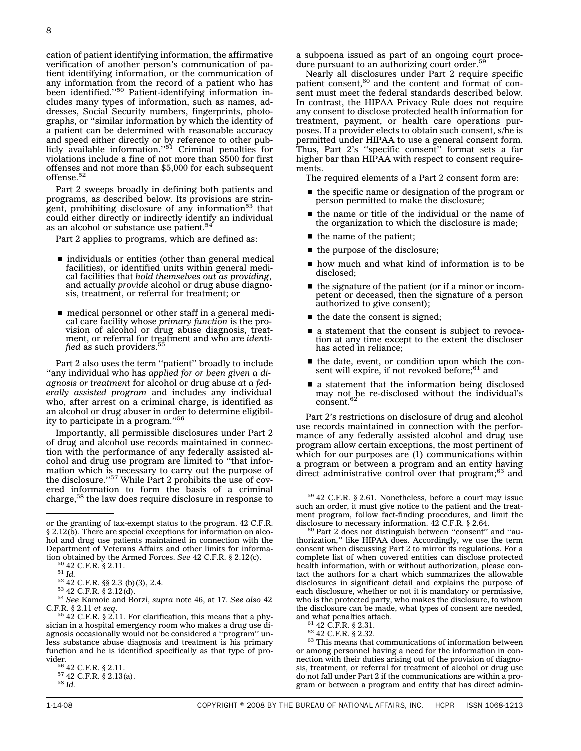cation of patient identifying information, the affirmative verification of another person's communication of patient identifying information, or the communication of any information from the record of a patient who has been identified.''[50] Patient-identifying information includes many types of information, such as names, addresses, Social Security numbers, fingerprints, photographs, or ''similar information by which the identity of a patient can be determined with reasonable accuracy and speed either directly or by reference to other publicly available information.''[51] Criminal penalties for violations include a fine of not more than $500 for first offenses and not more than $5,000 for each subsequent offense.[52]

Part 2 sweeps broadly in defining both patients and programs, as described below. Its provisions are stringent, prohibiting disclosure of any information[53] that could either directly or indirectly identify an individual as an alcohol or substance use patient.[54]

Part 2 applies to programs, which are defined as:

- individuals or entities (other than general medical facilities), or identified units within general medical facilities that *hold themselves out as providing*, and actually *provide* alcohol or drug abuse diagnosis, treatment, or referral for treatment; or
- medical personnel or other staff in a general medical care facility whose *primary function* is the provision of alcohol or drug abuse diagnosis, treatment, or referral for treatment and who are *identified* as such providers.[55]

Part 2 also uses the term ''patient'' broadly to include ''any individual who has *applied for or been given a diagnosis or treatment* for alcohol or drug abuse *at a federally assisted program* and includes any individual who, after arrest on a criminal charge, is identified as an alcohol or drug abuser in order to determine eligibility to participate in a program.''[56]

Importantly, all permissible disclosures under Part 2 of drug and alcohol use records maintained in connection with the performance of any federally assisted alcohol and drug use program are limited to ''that information which is necessary to carry out the purpose of the disclosure.''[57] While Part 2 prohibits the use of covered information to form the basis of a criminal charge,[58] the law does require disclosure in response to a subpoena issued as part of an ongoing court procedure pursuant to an authorizing court order.[59]

Nearly all disclosures under Part 2 require specific patient consent,[60] and the content and format of consent must meet the federal standards described below. In contrast, the HIPAA Privacy Rule does not require any consent to disclose protected health information for treatment, payment, or health care operations purposes. If a provider elects to obtain such consent, s/he is permitted under HIPAA to use a general consent form. Thus, Part 2's ''specific consent'' format sets a far higher bar than HIPAA with respect to consent requirements.

The required elements of a Part 2 consent form are:

- the specific name or designation of the program or person permitted to make the disclosure;
- the name or title of the individual or the name of the organization to which the disclosure is made;
- the name of the patient;
- the purpose of the disclosure;
- how much and what kind of information is to be disclosed;
- the signature of the patient (or if a minor or incompetent or deceased, then the signature of a person authorized to give consent);
- the date the consent is signed;
- a statement that the consent is subject to revocation at any time except to the extent the discloser has acted in reliance;
- the date, event, or condition upon which the consent will expire, if not revoked before;[61] and
- a statement that the information being disclosed may not be re-disclosed without the individual's consent.[62]

Part 2's restrictions on disclosure of drug and alcohol use records maintained in connection with the performance of any federally assisted alcohol and drug use program allow certain exceptions, the most pertinent of which for our purposes are (1) communications within a program or between a program and an entity having direct administrative control over that program;[63] and

---

or the granting of tax-exempt status to the program. 42 C.F.R. § 2.12(b). There are special exceptions for information on alcohol and drug use patients maintained in connection with the Department of Veterans Affairs and other limits for information obtained by the Armed Forces. *See* 42 C.F.R. § 2.12(c).

[50] 42 C.F.R. § 2.11.

[51] *Id.*

[52] 42 C.F.R. §§ 2.3 (b)(3), 2.4.

[53] 42 C.F.R. § 2.12(d).

[54] *See* Kamoie and Borzi, *supra* note 46, at 17. *See also* 42 C.F.R. § 2.11 *et seq*.

[55] 42 C.F.R. § 2.11. For clarification, this means that a physician in a hospital emergency room who makes a drug use diagnosis occasionally would not be considered a ''program'' unless substance abuse diagnosis and treatment is his primary function and he is identified specifically as that type of provider.

[56] 42 C.F.R. § 2.11.

[57] 42 C.F.R. § 2.13(a).

[58] *Id.*

[59] 42 C.F.R. § 2.61. Nonetheless, before a court may issue such an order, it must give notice to the patient and the treatment program, follow fact-finding procedures, and limit the disclosure to necessary information. 42 C.F.R. § 2.64.

[60] Part 2 does not distinguish between ''consent'' and ''authorization,'' like HIPAA does. Accordingly, we use the term consent when discussing Part 2 to mirror its regulations. For a complete list of when covered entities can disclose protected health information, with or without authorization, please contact the authors for a chart which summarizes the allowable disclosures in significant detail and explains the purpose of each disclosure, whether or not it is mandatory or permissive, who is the protected party, who makes the disclosure, to whom the disclosure can be made, what types of consent are needed, and what penalties attach.

[61] 42 C.F.R. § 2.31.

[62] 42 C.F.R. § 2.32.

[63] This means that communications of information between or among personnel having a need for the information in connection with their duties arising out of the provision of diagnosis, treatment, or referral for treatment of alcohol or drug use do not fall under Part 2 if the communications are within a program or between a program and entity that has direct admin-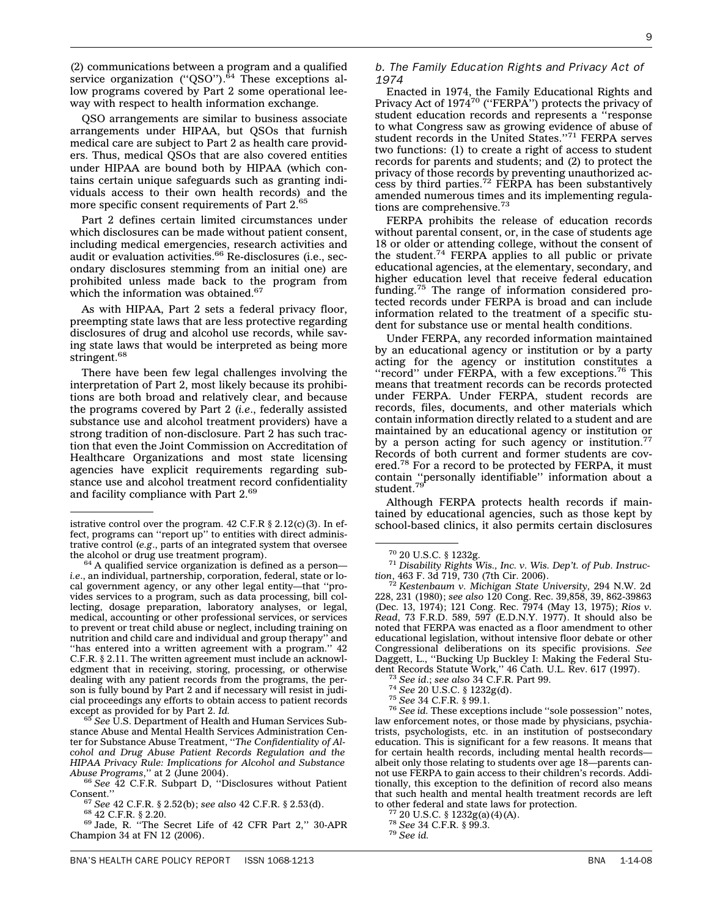(2) communications between a program and a qualified service organization (''QSO'').[64] These exceptions allow programs covered by Part 2 some operational leeway with respect to health information exchange.

QSO arrangements are similar to business associate arrangements under HIPAA, but QSOs that furnish medical care are subject to Part 2 as health care providers. Thus, medical QSOs that are also covered entities under HIPAA are bound both by HIPAA (which contains certain unique safeguards such as granting individuals access to their own health records) and the more specific consent requirements of Part 2.[65]

Part 2 defines certain limited circumstances under which disclosures can be made without patient consent, including medical emergencies, research activities and audit or evaluation activities.[66] Re-disclosures (i.e., secondary disclosures stemming from an initial one) are prohibited unless made back to the program from which the information was obtained.[67]

As with HIPAA, Part 2 sets a federal privacy floor, preempting state laws that are less protective regarding disclosures of drug and alcohol use records, while saving state laws that would be interpreted as being more stringent.[68]

There have been few legal challenges involving the interpretation of Part 2, most likely because its prohibitions are both broad and relatively clear, and because the programs covered by Part 2 (*i.e*., federally assisted substance use and alcohol treatment providers) have a strong tradition of non-disclosure. Part 2 has such traction that even the Joint Commission on Accreditation of Healthcare Organizations and most state licensing agencies have explicit requirements regarding substance use and alcohol treatment record confidentiality and facility compliance with Part 2.[69]

*b. The Family Education Rights and Privacy Act of 1974*

Enacted in 1974, the Family Educational Rights and Privacy Act of 1974[70] (''FERPA'') protects the privacy of student education records and represents a ''response to what Congress saw as growing evidence of abuse of student records in the United States.''[71] FERPA serves two functions: (1) to create a right of access to student records for parents and students; and (2) to protect the privacy of those records by preventing unauthorized access by third parties.[72] FERPA has been substantively amended numerous times and its implementing regulations are comprehensive.[73]

FERPA prohibits the release of education records without parental consent, or, in the case of students age 18 or older or attending college, without the consent of the student.[74] FERPA applies to all public or private educational agencies, at the elementary, secondary, and higher education level that receive federal education funding.[75] The range of information considered protected records under FERPA is broad and can include information related to the treatment of a specific student for substance use or mental health conditions.

Under FERPA, any recorded information maintained by an educational agency or institution or by a party acting for the agency or institution constitutes a ''record'' under FERPA, with a few exceptions.[76] This means that treatment records can be records protected under FERPA. Under FERPA, student records are records, files, documents, and other materials which contain information directly related to a student and are maintained by an educational agency or institution or by a person acting for such agency or institution.[77] Records of both current and former students are covered.[78] For a record to be protected by FERPA, it must contain ''personally identifiable'' information about a student.[79]

Although FERPA protects health records if maintained by educational agencies, such as those kept by school-based clinics, it also permits certain disclosures

---

istrative control over the program. 42 C.F.R § 2.12(c)(3). In effect, programs can ''report up'' to entities with direct administrative control (*e.g*., parts of an integrated system that oversee the alcohol or drug use treatment program).

[64] A qualified service organization is defined as a person—*i.e*., an individual, partnership, corporation, federal, state or local government agency, or any other legal entity—that ''provides services to a program, such as data processing, bill collecting, dosage preparation, laboratory analyses, or legal, medical, accounting or other professional services, or services to prevent or treat child abuse or neglect, including training on nutrition and child care and individual and group therapy'' and ''has entered into a written agreement with a program.'' 42 C.F.R. § 2.11. The written agreement must include an acknowledgment that in receiving, storing, processing, or otherwise dealing with any patient records from the programs, the person is fully bound by Part 2 and if necessary will resist in judicial proceedings any efforts to obtain access to patient records except as provided for by Part 2. *Id.*

[65] *See* U.S. Department of Health and Human Services Substance Abuse and Mental Health Services Administration Center for Substance Abuse Treatment, ''*The Confidentiality of Alcohol and Drug Abuse Patient Records Regulation and the HIPAA Privacy Rule: Implications for Alcohol and Substance Abuse Programs*,'' at 2 (June 2004).

[66] *See* 42 C.F.R. Subpart D, ''Disclosures without Patient Consent.''

[67] *See* 42 C.F.R. § 2.52(b); *see also* 42 C.F.R. § 2.53(d).

[68] 42 C.F.R. § 2.20.

[69] Jade, R. ''The Secret Life of 42 CFR Part 2,'' 30-APR Champion 34 at FN 12 (2006).

[70] 20 U.S.C. § 1232g.

[71] *Disability Rights Wis., Inc. v. Wis. Dep't. of Pub. Instruction*, 463 F. 3d 719, 730 (7th Cir. 2006).

[72] *Kestenbaum v. Michigan State University*, 294 N.W. 2d 228, 231 (1980); *see also* 120 Cong. Rec. 39,858, 39, 862-39863 (Dec. 13, 1974); 121 Cong. Rec. 7974 (May 13, 1975); *Rios v. Read*, 73 F.R.D. 589, 597 (E.D.N.Y. 1977). It should also be noted that FERPA was enacted as a floor amendment to other educational legislation, without intensive floor debate or other Congressional deliberations on its specific provisions. *See* Daggett, L., ''Bucking Up Buckley I: Making the Federal Student Records Statute Work,'' 46 Cath. U.L. Rev. 617 (1997).

[73] *See id*.; *see also* 34 C.F.R. Part 99.

[74] *See* 20 U.S.C. § 1232g(d).

[75] *See* 34 C.F.R. § 99.1.

[76] *See id.* These exceptions include ''sole possession'' notes, law enforcement notes, or those made by physicians, psychiatrists, psychologists, etc. in an institution of postsecondary education. This is significant for a few reasons. It means that for certain health records, including mental health records—albeit only those relating to students over age 18—parents cannot use FERPA to gain access to their children's records. Additionally, this exception to the definition of record also means that such health and mental health treatment records are left to other federal and state laws for protection.

[77] 20 U.S.C. § 1232g(a)(4)(A).

[78] *See* 34 C.F.R. § 99.3.

[79] *See id.*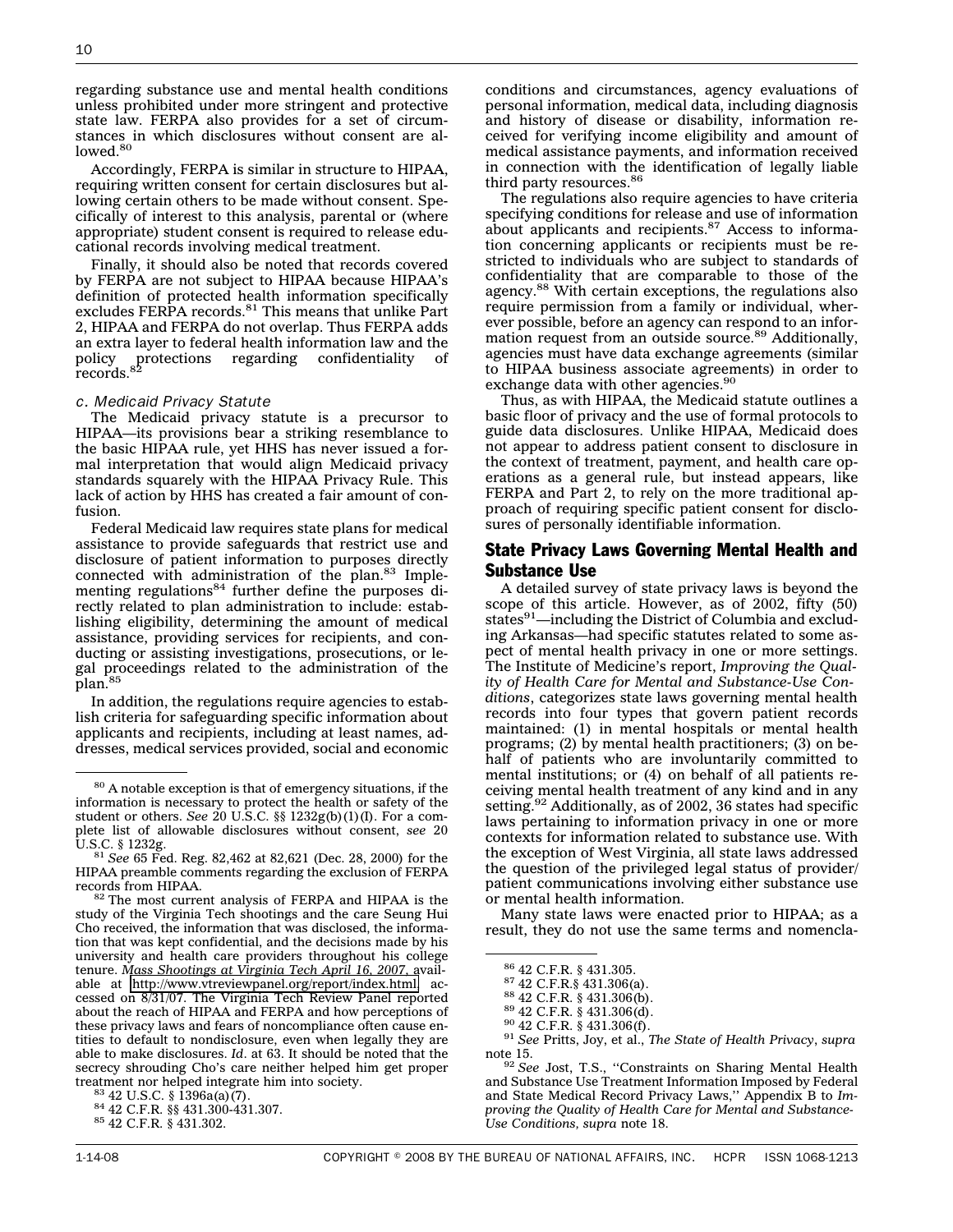regarding substance use and mental health conditions unless prohibited under more stringent and protective state law. FERPA also provides for a set of circumstances in which disclosures without consent are allowed.[80]

Accordingly, FERPA is similar in structure to HIPAA, requiring written consent for certain disclosures but allowing certain others to be made without consent. Specifically of interest to this analysis, parental or (where appropriate) student consent is required to release educational records involving medical treatment.

Finally, it should also be noted that records covered by FERPA are not subject to HIPAA because HIPAA's definition of protected health information specifically excludes FERPA records.[81] This means that unlike Part 2, HIPAA and FERPA do not overlap. Thus FERPA adds an extra layer to federal health information law and the policy protections regarding confidentiality of records.[82]

*c. Medicaid Privacy Statute*

The Medicaid privacy statute is a precursor to HIPAA—its provisions bear a striking resemblance to the basic HIPAA rule, yet HHS has never issued a formal interpretation that would align Medicaid privacy standards squarely with the HIPAA Privacy Rule. This lack of action by HHS has created a fair amount of confusion.

Federal Medicaid law requires state plans for medical assistance to provide safeguards that restrict use and disclosure of patient information to purposes directly connected with administration of the plan.[83] Implementing regulations[84] further define the purposes directly related to plan administration to include: establishing eligibility, determining the amount of medical assistance, providing services for recipients, and conducting or assisting investigations, prosecutions, or legal proceedings related to the administration of the plan.[85]

In addition, the regulations require agencies to establish criteria for safeguarding specific information about applicants and recipients, including at least names, addresses, medical services provided, social and economic conditions and circumstances, agency evaluations of personal information, medical data, including diagnosis and history of disease or disability, information received for verifying income eligibility and amount of medical assistance payments, and information received in connection with the identification of legally liable third party resources.[86]

The regulations also require agencies to have criteria specifying conditions for release and use of information about applicants and recipients.[87] Access to information concerning applicants or recipients must be restricted to individuals who are subject to standards of confidentiality that are comparable to those of the agency.[88] With certain exceptions, the regulations also require permission from a family or individual, wherever possible, before an agency can respond to an information request from an outside source.[89] Additionally, agencies must have data exchange agreements (similar to HIPAA business associate agreements) in order to exchange data with other agencies.[90]

Thus, as with HIPAA, the Medicaid statute outlines a basic floor of privacy and the use of formal protocols to guide data disclosures. Unlike HIPAA, Medicaid does not appear to address patient consent to disclosure in the context of treatment, payment, and health care operations as a general rule, but instead appears, like FERPA and Part 2, to rely on the more traditional approach of requiring specific patient consent for disclosures of personally identifiable information.

## State Privacy Laws Governing Mental Health and Substance Use

A detailed survey of state privacy laws is beyond the scope of this article. However, as of 2002, fifty (50) states[91]—including the District of Columbia and excluding Arkansas—had specific statutes related to some aspect of mental health privacy in one or more settings. The Institute of Medicine's report, *Improving the Quality of Health Care for Mental and Substance-Use Conditions*, categorizes state laws governing mental health records into four types that govern patient records maintained: (1) in mental hospitals or mental health programs; (2) by mental health practitioners; (3) on behalf of patients who are involuntarily committed to mental institutions; or (4) on behalf of all patients receiving mental health treatment of any kind and in any setting.[92] Additionally, as of 2002, 36 states had specific laws pertaining to information privacy in one or more contexts for information related to substance use. With the exception of West Virginia, all state laws addressed the question of the privileged legal status of provider/patient communications involving either substance use or mental health information.

Many state laws were enacted prior to HIPAA; as a result, they do not use the same terms and nomencla-

---

[80] A notable exception is that of emergency situations, if the information is necessary to protect the health or safety of the student or others. *See* 20 U.S.C. §§ 1232g(b)(1)(I). For a complete list of allowable disclosures without consent, *see* 20 U.S.C. § 1232g.

[81] *See* 65 Fed. Reg. 82,462 at 82,621 (Dec. 28, 2000) for the HIPAA preamble comments regarding the exclusion of FERPA records from HIPAA.

[82] The most current analysis of FERPA and HIPAA is the study of the Virginia Tech shootings and the care Seung Hui Cho received, the information that was disclosed, the information that was kept confidential, and the decisions made by his university and health care providers throughout his college tenure. *Mass Shootings at Virginia Tech April 16, 2007*, available at http://www.vtreviewpanel.org/report/index.html accessed on 8/31/07. The Virginia Tech Review Panel reported about the reach of HIPAA and FERPA and how perceptions of these privacy laws and fears of noncompliance often cause entities to default to nondisclosure, even when legally they are able to make disclosures. *Id*. at 63. It should be noted that the secrecy shrouding Cho's care neither helped him get proper treatment nor helped integrate him into society.

[83] 42 U.S.C. § 1396a(a)(7).

[84] 42 C.F.R. §§ 431.300-431.307.

[85] 42 C.F.R. § 431.302.

[86] 42 C.F.R. § 431.305.

[87] 42 C.F.R.§ 431.306(a).

[88] 42 C.F.R. § 431.306(b).

[89] 42 C.F.R. § 431.306(d).

[90] 42 C.F.R. § 431.306(f).

[91] *See* Pritts, Joy, et al., *The State of Health Privacy*, *supra* note 15.

[92] *See* Jost, T.S., ''Constraints on Sharing Mental Health and Substance Use Treatment Information Imposed by Federal and State Medical Record Privacy Laws,'' Appendix B to *Improving the Quality of Health Care for Mental and Substance-Use Conditions*, *supra* note 18.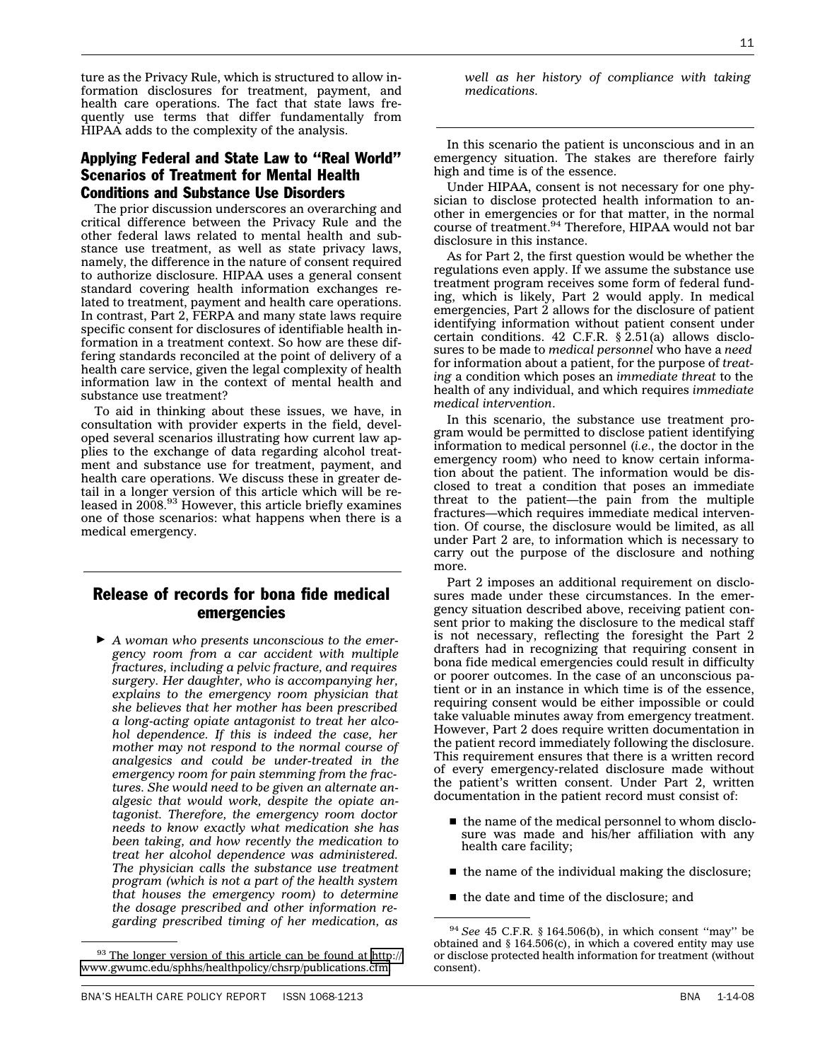ture as the Privacy Rule, which is structured to allow information disclosures for treatment, payment, and health care operations. The fact that state laws frequently use terms that differ fundamentally from HIPAA adds to the complexity of the analysis.

## Applying Federal and State Law to "Real World" Scenarios of Treatment for Mental Health Conditions and Substance Use Disorders

The prior discussion underscores an overarching and critical difference between the Privacy Rule and the other federal laws related to mental health and substance use treatment, as well as state privacy laws, namely, the difference in the nature of consent required to authorize disclosure. HIPAA uses a general consent standard covering health information exchanges related to treatment, payment and health care operations. In contrast, Part 2, FERPA and many state laws require specific consent for disclosures of identifiable health information in a treatment context. So how are these differing standards reconciled at the point of delivery of a health care service, given the legal complexity of health information law in the context of mental health and substance use treatment?

To aid in thinking about these issues, we have, in consultation with provider experts in the field, developed several scenarios illustrating how current law applies to the exchange of data regarding alcohol treatment and substance use for treatment, payment, and health care operations. We discuss these in greater detail in a longer version of this article which will be released in 2008.[93] However, this article briefly examines one of those scenarios: what happens when there is a medical emergency.

## Release of records for bona fide medical emergencies

► *A woman who presents unconscious to the emergency room from a car accident with multiple fractures, including a pelvic fracture, and requires surgery. Her daughter, who is accompanying her, explains to the emergency room physician that she believes that her mother has been prescribed a long-acting opiate antagonist to treat her alcohol dependence. If this is indeed the case, her mother may not respond to the normal course of analgesics and could be under-treated in the emergency room for pain stemming from the fractures. She would need to be given an alternate analgesic that would work, despite the opiate antagonist. Therefore, the emergency room doctor needs to know exactly what medication she has been taking, and how recently the medication to treat her alcohol dependence was administered. The physician calls the substance use treatment program (which is not a part of the health system that houses the emergency room) to determine the dosage prescribed and other information regarding prescribed timing of her medication, as well as her history of compliance with taking medications.*

In this scenario the patient is unconscious and in an emergency situation. The stakes are therefore fairly high and time is of the essence.

Under HIPAA, consent is not necessary for one physician to disclose protected health information to another in emergencies or for that matter, in the normal course of treatment.[94] Therefore, HIPAA would not bar disclosure in this instance.

As for Part 2, the first question would be whether the regulations even apply. If we assume the substance use treatment program receives some form of federal funding, which is likely, Part 2 would apply. In medical emergencies, Part 2 allows for the disclosure of patient identifying information without patient consent under certain conditions. 42 C.F.R. § 2.51(a) allows disclosures to be made to *medical personnel* who have a *need* for information about a patient, for the purpose of *treating* a condition which poses an *immediate threat* to the health of any individual, and which requires *immediate medical intervention*.

In this scenario, the substance use treatment program would be permitted to disclose patient identifying information to medical personnel (*i.e.*, the doctor in the emergency room) who need to know certain information about the patient. The information would be disclosed to treat a condition that poses an immediate threat to the patient—the pain from the multiple fractures—which requires immediate medical intervention. Of course, the disclosure would be limited, as all under Part 2 are, to information which is necessary to carry out the purpose of the disclosure and nothing more.

Part 2 imposes an additional requirement on disclosures made under these circumstances. In the emergency situation described above, receiving patient consent prior to making the disclosure to the medical staff is not necessary, reflecting the foresight the Part 2 drafters had in recognizing that requiring consent in bona fide medical emergencies could result in difficulty or poorer outcomes. In the case of an unconscious patient or in an instance in which time is of the essence, requiring consent would be either impossible or could take valuable minutes away from emergency treatment. However, Part 2 does require written documentation in the patient record immediately following the disclosure. This requirement ensures that there is a written record of every emergency-related disclosure made without the patient's written consent. Under Part 2, written documentation in the patient record must consist of:

- the name of the medical personnel to whom disclosure was made and his/her affiliation with any health care facility;
- the name of the individual making the disclosure;
- the date and time of the disclosure; and

[93] The longer version of this article can be found at http://www.gwumc.edu/sphhs/healthpolicy/chsrp/publications.cfm

[94] *See* 45 C.F.R. § 164.506(b), in which consent "may" be obtained and § 164.506(c), in which a covered entity may use or disclose protected health information for treatment (without consent).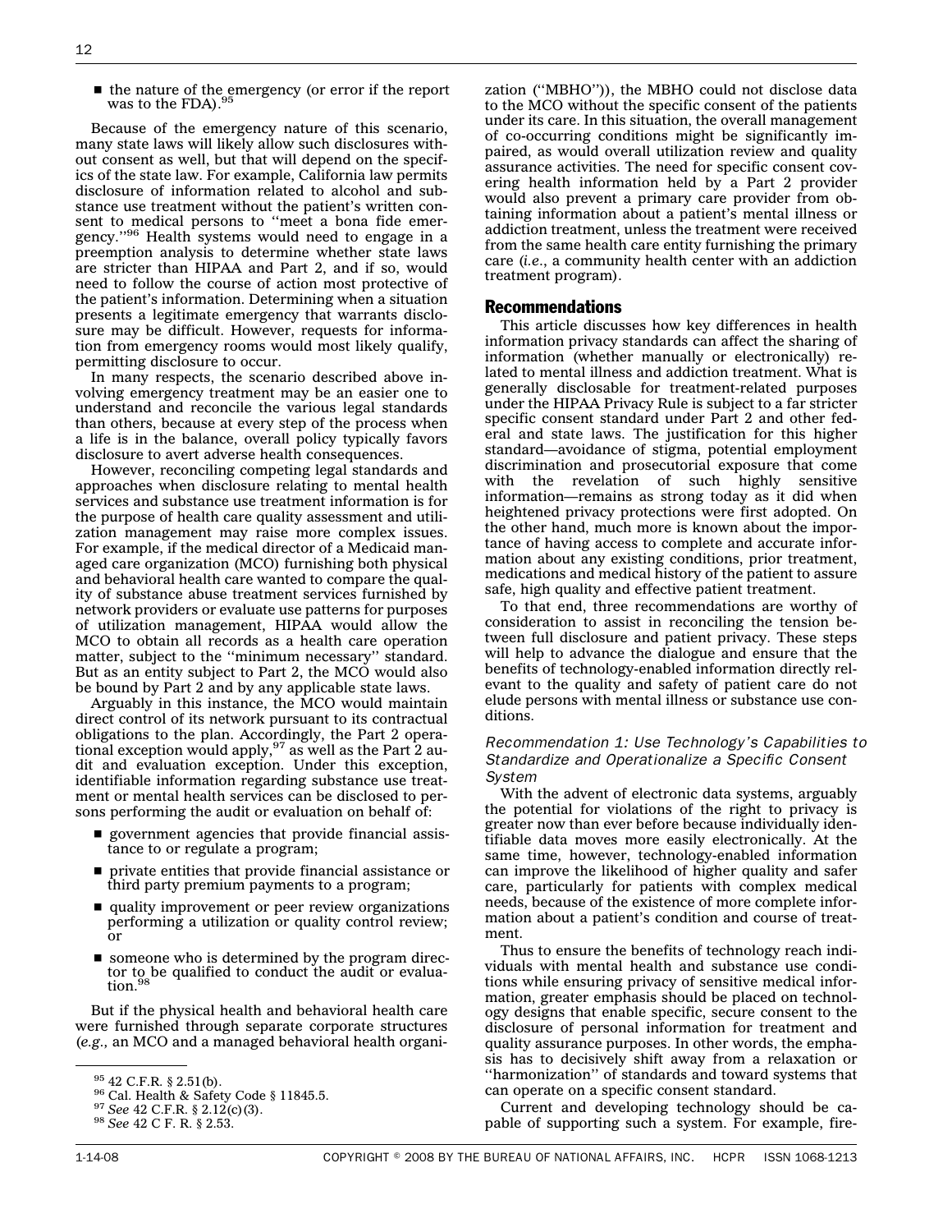- the nature of the emergency (or error if the report was to the FDA).[95]

Because of the emergency nature of this scenario, many state laws will likely allow such disclosures without consent as well, but that will depend on the specifics of the state law. For example, California law permits disclosure of information related to alcohol and substance use treatment without the patient's written consent to medical persons to ''meet a bona fide emergency.''[96] Health systems would need to engage in a preemption analysis to determine whether state laws are stricter than HIPAA and Part 2, and if so, would need to follow the course of action most protective of the patient's information. Determining when a situation presents a legitimate emergency that warrants disclosure may be difficult. However, requests for information from emergency rooms would most likely qualify, permitting disclosure to occur.

In many respects, the scenario described above involving emergency treatment may be an easier one to understand and reconcile the various legal standards than others, because at every step of the process when a life is in the balance, overall policy typically favors disclosure to avert adverse health consequences.

However, reconciling competing legal standards and approaches when disclosure relating to mental health services and substance use treatment information is for the purpose of health care quality assessment and utilization management may raise more complex issues. For example, if the medical director of a Medicaid managed care organization (MCO) furnishing both physical and behavioral health care wanted to compare the quality of substance abuse treatment services furnished by network providers or evaluate use patterns for purposes of utilization management, HIPAA would allow the MCO to obtain all records as a health care operation matter, subject to the ''minimum necessary'' standard. But as an entity subject to Part 2, the MCO would also be bound by Part 2 and by any applicable state laws.

Arguably in this instance, the MCO would maintain direct control of its network pursuant to its contractual obligations to the plan. Accordingly, the Part 2 operational exception would apply,[97] as well as the Part 2 audit and evaluation exception. Under this exception, identifiable information regarding substance use treatment or mental health services can be disclosed to persons performing the audit or evaluation on behalf of:

- government agencies that provide financial assistance to or regulate a program;
- private entities that provide financial assistance or third party premium payments to a program;
- quality improvement or peer review organizations performing a utilization or quality control review; or
- someone who is determined by the program director to be qualified to conduct the audit or evaluation.[98]

But if the physical health and behavioral health care were furnished through separate corporate structures (*e.g.*, an MCO and a managed behavioral health organization (''MBHO'')), the MBHO could not disclose data to the MCO without the specific consent of the patients under its care. In this situation, the overall management of co-occurring conditions might be significantly impaired, as would overall utilization review and quality assurance activities. The need for specific consent covering health information held by a Part 2 provider would also prevent a primary care provider from obtaining information about a patient's mental illness or addiction treatment, unless the treatment were received from the same health care entity furnishing the primary care (*i.e.*, a community health center with an addiction treatment program).

## Recommendations

This article discusses how key differences in health information privacy standards can affect the sharing of information (whether manually or electronically) related to mental illness and addiction treatment. What is generally disclosable for treatment-related purposes under the HIPAA Privacy Rule is subject to a far stricter specific consent standard under Part 2 and other federal and state laws. The justification for this higher standard—avoidance of stigma, potential employment discrimination and prosecutorial exposure that come with the revelation of such highly sensitive information—remains as strong today as it did when heightened privacy protections were first adopted. On the other hand, much more is known about the importance of having access to complete and accurate information about any existing conditions, prior treatment, medications and medical history of the patient to assure safe, high quality and effective patient treatment.

To that end, three recommendations are worthy of consideration to assist in reconciling the tension between full disclosure and patient privacy. These steps will help to advance the dialogue and ensure that the benefits of technology-enabled information directly relevant to the quality and safety of patient care do not elude persons with mental illness or substance use conditions.

### *Recommendation 1: Use Technology's Capabilities to Standardize and Operationalize a Specific Consent System*

With the advent of electronic data systems, arguably the potential for violations of the right to privacy is greater now than ever before because individually identifiable data moves more easily electronically. At the same time, however, technology-enabled information can improve the likelihood of higher quality and safer care, particularly for patients with complex medical needs, because of the existence of more complete information about a patient's condition and course of treatment.

Thus to ensure the benefits of technology reach individuals with mental health and substance use conditions while ensuring privacy of sensitive medical information, greater emphasis should be placed on technology designs that enable specific, secure consent to the disclosure of personal information for treatment and quality assurance purposes. In other words, the emphasis has to decisively shift away from a relaxation or ''harmonization'' of standards and toward systems that can operate on a specific consent standard.

Current and developing technology should be capable of supporting such a system. For example, fire-

---

[95] 42 C.F.R. § 2.51(b).

[96] Cal. Health & Safety Code § 11845.5.

[97] *See* 42 C.F.R. § 2.12(c)(3).

[98] *See* 42 C F. R. § 2.53.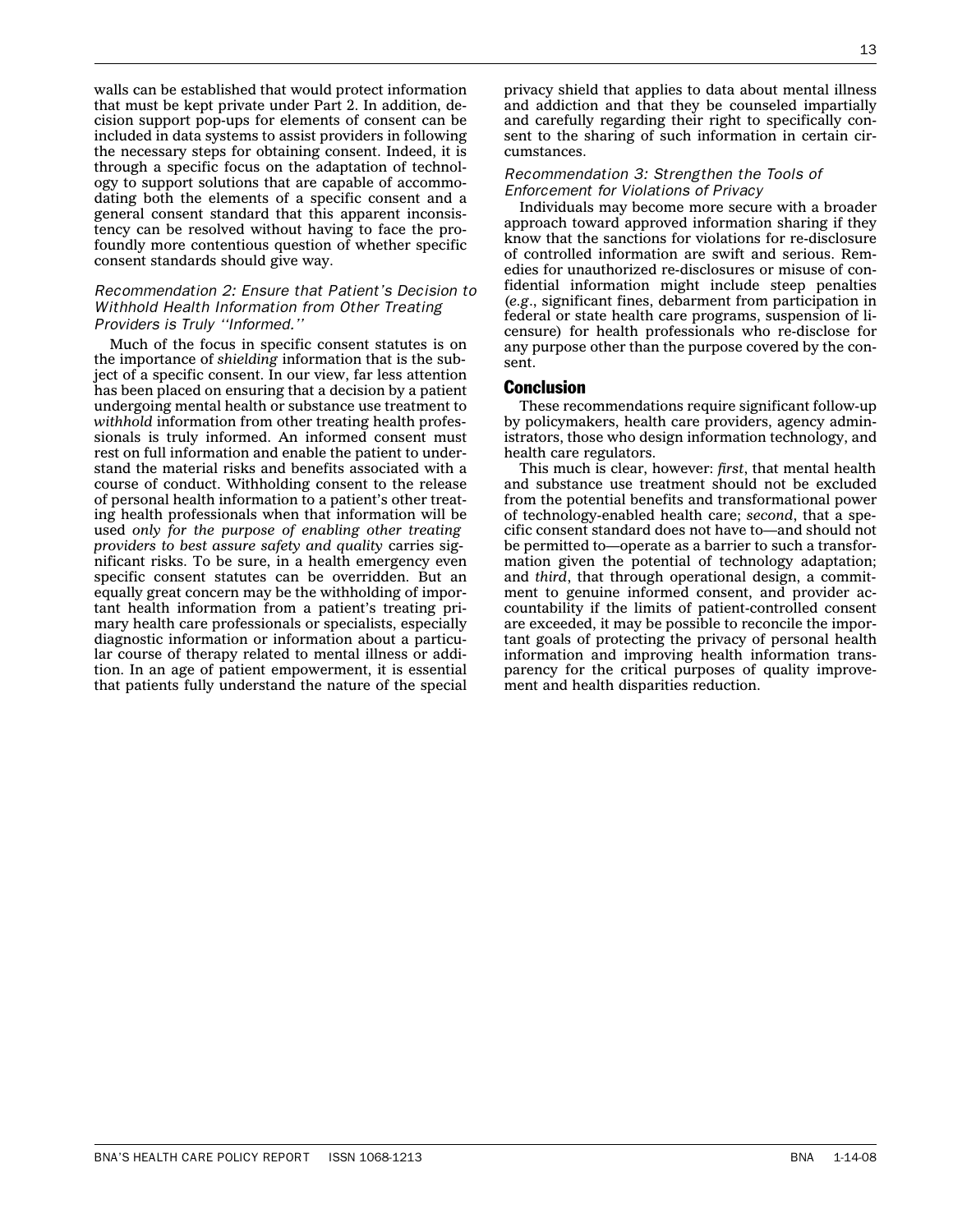walls can be established that would protect information that must be kept private under Part 2. In addition, decision support pop-ups for elements of consent can be included in data systems to assist providers in following the necessary steps for obtaining consent. Indeed, it is through a specific focus on the adaptation of technology to support solutions that are capable of accommodating both the elements of a specific consent and a general consent standard that this apparent inconsistency can be resolved without having to face the profoundly more contentious question of whether specific consent standards should give way.

*Recommendation 2: Ensure that Patient's Decision to Withhold Health Information from Other Treating Providers is Truly ''Informed.''*

Much of the focus in specific consent statutes is on the importance of *shielding* information that is the subject of a specific consent. In our view, far less attention has been placed on ensuring that a decision by a patient undergoing mental health or substance use treatment to *withhold* information from other treating health professionals is truly informed. An informed consent must rest on full information and enable the patient to understand the material risks and benefits associated with a course of conduct. Withholding consent to the release of personal health information to a patient's other treating health professionals when that information will be used *only for the purpose of enabling other treating providers to best assure safety and quality* carries significant risks. To be sure, in a health emergency even specific consent statutes can be overridden. But an equally great concern may be the withholding of important health information from a patient's treating primary health care professionals or specialists, especially diagnostic information or information about a particular course of therapy related to mental illness or addition. In an age of patient empowerment, it is essential that patients fully understand the nature of the special privacy shield that applies to data about mental illness and addiction and that they be counseled impartially and carefully regarding their right to specifically consent to the sharing of such information in certain circumstances.

*Recommendation 3: Strengthen the Tools of Enforcement for Violations of Privacy*

Individuals may become more secure with a broader approach toward approved information sharing if they know that the sanctions for violations for re-disclosure of controlled information are swift and serious. Remedies for unauthorized re-disclosures or misuse of confidential information might include steep penalties (*e.g.*, significant fines, debarment from participation in federal or state health care programs, suspension of licensure) for health professionals who re-disclose for any purpose other than the purpose covered by the consent.

## Conclusion

These recommendations require significant follow-up by policymakers, health care providers, agency administrators, those who design information technology, and health care regulators.

This much is clear, however: *first*, that mental health and substance use treatment should not be excluded from the potential benefits and transformational power of technology-enabled health care; *second*, that a specific consent standard does not have to—and should not be permitted to—operate as a barrier to such a transformation given the potential of technology adaptation; and *third*, that through operational design, a commitment to genuine informed consent, and provider accountability if the limits of patient-controlled consent are exceeded, it may be possible to reconcile the important goals of protecting the privacy of personal health information and improving health information transparency for the critical purposes of quality improvement and health disparities reduction.